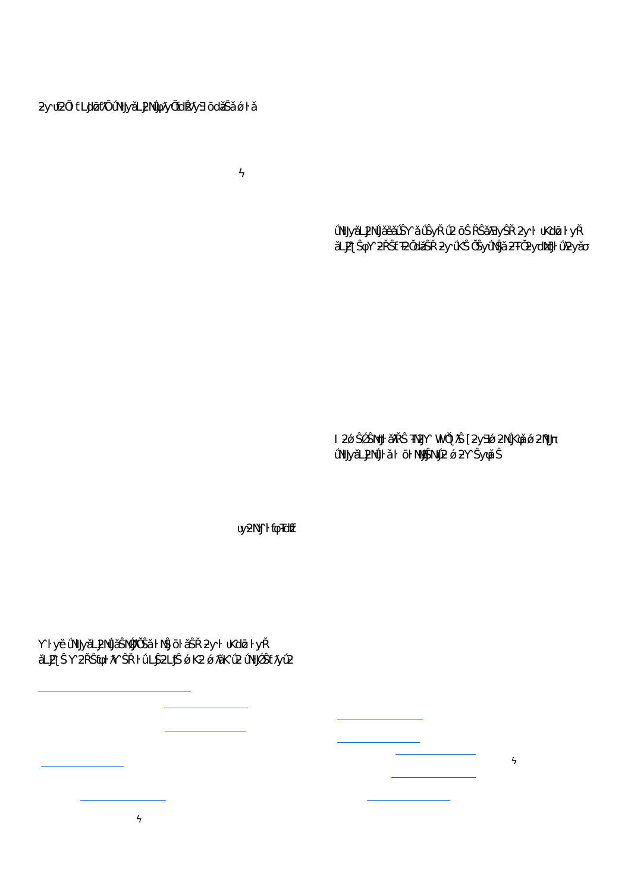slightly below its average share of public spending which has fluctuated between 3% and 4% since the early 1980s.Overall, expenditure on UK public transport (2016/17) was £29.1 $b$  but whilst spending on 'local public transport' including buses was £2.3million, spending on railways was £15.7m.

# Overview of transport and its impact on women

Use of public transport is highly gendered omen and men use different transport to ifferent degrees. In 2016 across England, women made one third more trips than men by bus; men made one third more trips by train than womer? On average men made 13 journeys by London bus, 30 journeys by local buses (not London) and 24 journeys by raibt London Underground). By contrast, women made 19 journeys by London bus, 40 journeys by local bus and 18 journeys by rail.

There is little coherent analysis within central or local Government about the gendered impact of public transport policy. The Equity Impact Assessment of the 2017 Bus Act states that any impact on women as a result of the changes implemented by the Act should be addressed by Local Transport Authorities.

Women are far more likely than men to be in paid part-time work for signifient periods of their working lives.<sup>11</sup>A key issue for many women, therefore, is the challenge of paying for mual, monthly or weekly transport passes (season tickets) en working in this way: public transport can be prohibitively expensive and inflexible for anyone working outide 'normal' full time hours.

Women are also more likely than men to have caring responsibilities that may require them to make multiple short journeys during a day, (for example to drop children off at school, visit an elderly patend shop for food). This creates another challenge, since many transport services are based on a 'hub and spoke model' aimed at people who wish to travel into

-

the centre of towns or cities for work in the morning and back to residential areas in the eweg.

Work by Jackie Longworth at the University of the West of England has shown how a lack of public transport is a cause of the gender pay gap in the West of England. In 2014, citing evidence from external agencies<sup>42</sup> she argued:

Some 30 per cent of wom have no access to a car particularly during the working day because either they cannot afford one or the family canised by their partner for wor $k^3$  Except in London, public *transport systems tend to be designed on a 'hub and spoke' model focused on the centres of conurbations.*  This means that a journey to work via school or childcare dropoff might involve several changes and a long commuting time. Ombine this with the fact that high paid jobs in the West of Englandare unevenly distributed and it is not surprising that many women seeking work choose a more local, lower paid, job. Planners, transport authorities and developers need to consider the differing needs of women and men when deciding how to distribute residential and employment space and to ensure that public transport opens up the connections between them.

However, aside from Jackie Longworth's work, transport as a barrier to women's employment receives far less attention than other barriers such as childcare.

# Transport and political representation

Political and public representation of public transport is overwhelmingly white and male.

Since 1981, there have been 22 UK Government Ministers covering transport, of whom 2 have been women and all have been white. In the Scottish Parliament, there have been 9 Ministers with transport responsibilities of whom 2 have been women. The current incumbent Humza Yousaf is the first BAME MSP to hothis portfolio. In the Welsh

- improvements for inclusion in the Buses Bill [\(http://bit.ly/2CsW063\)](http://bit.ly/2CsW063)
- <sup>11</sup> WBG (2018)Women, employment and earnings [\(https://bit.ly/2ExUEtl\)](https://bit.ly/2ExUEtl)

<sup>&</sup>lt;sup>6</sup> IFS (2015) Transport spendin $\frac{d_1}{dt}$ ttp://bit.ly/2R2Dohs

<sup>&</sup>lt;sup>7</sup> Department for Transport (201<sup>8</sup>) ublic expenditure on transport: UK(table TSGB1301) (p://bit.ly/2AhpnXl)

<sup>8</sup> Department for Transport (2017UK Public Expenditure on Transport by function: from 2005/06 able TSGB1303) [\(http://bit.ly/2Csu95X\)](http://bit.ly/2Csu95X)

<sup>&</sup>lt;sup>9</sup> Department for Transport (2018) verage number of trips (trip rates) by age, gender and main mode: England, 2018 ble NTS0601) http://bit.ly/2yNMI0V)

<sup>&</sup>lt;sup>10</sup> Department for Transport (2016) Impact Assessmehtanges to bus market legislation bus franchising and partnership

<sup>12</sup> For examplehttp://bit.ly/2JbZ87T

<sup>13</sup> Citizens Mobility (n/a**Gender and mobility Buses are female,** cars are malehttp://bit.ly/2yQzKQ0

<sup>&</sup>lt;sup>14</sup> J Longworth (2016) How to eliminate the gender pay gap? Local actions[\(http://bit.ly/2PG9Qpl\)](http://bit.ly/2PG9Qpl) p 7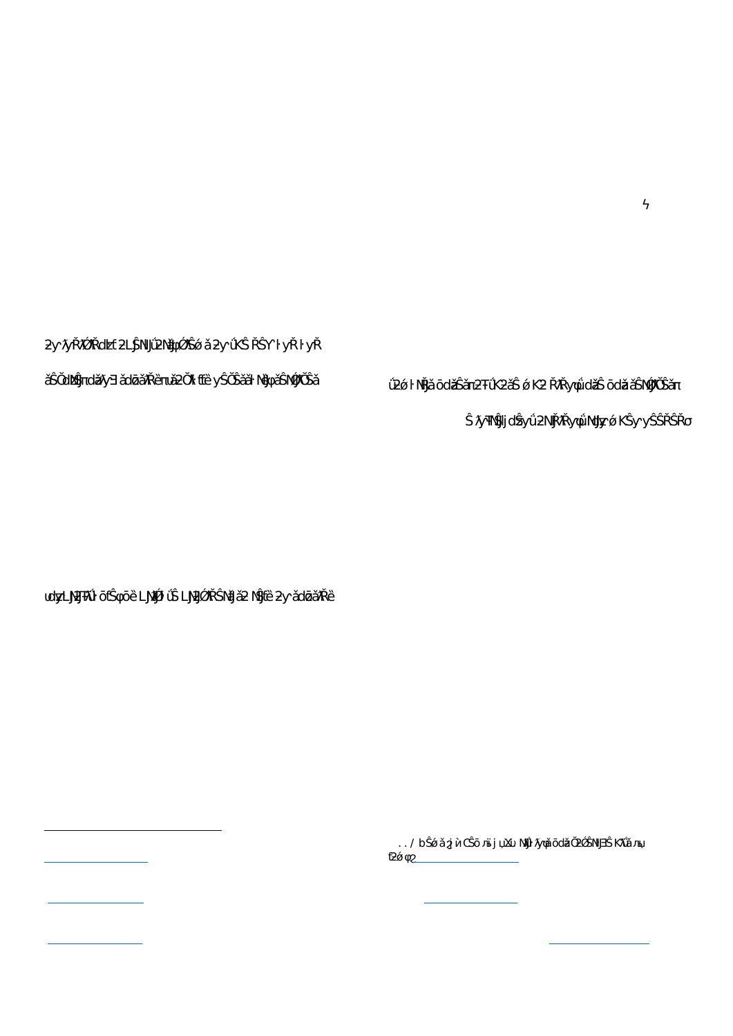Assembly, thereave been 8 Ministers with responsibility for transport of whom 2 were women.

# Modes of Public Transport Buses and Trains

#### **Buses**

There are currently five main bus operators: Stagecoach; FirstGroup; Arriva; tNaal Express; and Go-Ahead. In 2011 the Competition Commission calculated that these five companies accounted for 70% of the market (by number of services registered)<sup>15</sup> Commercial bus operators are not required to consult before making changes to timetables or the position of bus stops; nor do they have to consider either public demand or the availability of existing services: each company can operate timetables and introduce new services solely on individual operators' views on the demand and commercial viability. The role of local authorities is to secure, using subsidy, 'socially necessary' services which are not provided by the commercial market and to specify fare levels, type of bus and so on for these services, on the condition that they are providiby private contractors. Under this vstem, the UK Government spent£2.3bn on bus services in 2016/17. 16

## Impact of austerity

-

Across the UK, particularly in rural and isolated communities, the bus is often the only form of public transport. However, such rotes are often considered 'unprofitable' by private providers so rely on subsidy from local authorities. Significant cuts to local authority budgets since 2010 have severely affected the provision of subsidised bus servicescal Authority funding forbuses across England has en cut by 46% since 201011, and by nearly 20.2 million in 2017/18 alone; in Wales, there has been a cut of 39% since 2010/11.

The Campaign for Better Transport found that over 3,300 bus routes had been reduced or completely withdrawn between 2010/11 and 2017/18 Analysis conducted by the BBCshowed that there had been a loss of 134 million miles of bus coverage across the UK over the past decade. The North East of England was hardest hit, losing nearly a quarter (23%) of miles from its network in that timeSince women make a third more bus journeys than men they are disproportionately affected by these cuts.

Unprofitable routes that rely on local authority subsidy are often those where the passengers are primarily holders of **c**oncessionary bus passes ue to age or disability. Such passengers are therefore doubly dependent on local authority subsidies, and hugely at risk of being isolated as a result of cuts to public transport budgets.

#### Dependable bus services

Public transporbf any mode needs to be reliable and dependable for it to meet the needs of the public it serves. In a Government survey of public attitudes towards buses, of those who didn't use bus services, 18% of women and 15% of men said it was because the buses wer infrequent or didn't run when needed. Transport Focus, the Government sponsored body which measures passenger satisfaction with GB transport, captures information on satisfaction with punctuality rather than dependability. This is unfortunate because, itransport terms, these are not the same things at all. A bus that turns up once a day may turn up on time wery day (and thus be punctual)but is not a dependable form of public transport if someone needs to travel at a time when there is no bus. Interestingly, in a survey conducted in 2013, 35% of people said they would use buses more often if the buses were more frequent, including 41% of people who describe themselves as bus users.

#### Affordable bus services

People on low incomes are significantly more likely to use buses than people on higher incomes who are more likely to userains. Data from 201 shows that people in the lowest income uintile are three times more likely to use buses than those in the highest income quintile<sup>21</sup> So affordability of bus services will

<sup>&</sup>lt;sup>15</sup> House of Commons Libra(2018)Bus Services Act 2017 [\(http://bit.ly/2CszDO4\)](http://bit.ly/2CszDO4) p 10

<sup>&</sup>lt;sup>16</sup> Department for Transport (2017) K Public Expenditure on Transport by function: from 2005/06 able TSGB1303) [\(http://bit.ly/2Csu95X\)](http://bit.ly/2Csu95X)

<sup>&</sup>lt;sup>17</sup> Campaign for Better Transport (2018) ses in Crisis: A report on bus funding across England and Wales 2020018 [\(http://bit.ly/2P3O4iv\)](http://bit.ly/2P3O4iv)  $18$  Ibid.

<sup>19</sup> BBC News (16 Feb 2018) 'Britain's bus coverage hits 28-year low' ([https://bbc.in/2ExZkQ2\)](https://bbc.in/2ExZkQ2)

 $20$  Department for Transport (201 $\mathbb{B}$ ublic attitudes towards buses: March 2018 Table ATT0109 Statements by user/noser status) (http://bit.lv/2CTzJ2d

<sup>&</sup>lt;sup>21</sup> Department for Transport (2018) ational Travel Surve Table NTS0705 Travel by household income quintile and mai mode/stage mode: England, 2017)ttfp://bit.ly/2CsADBO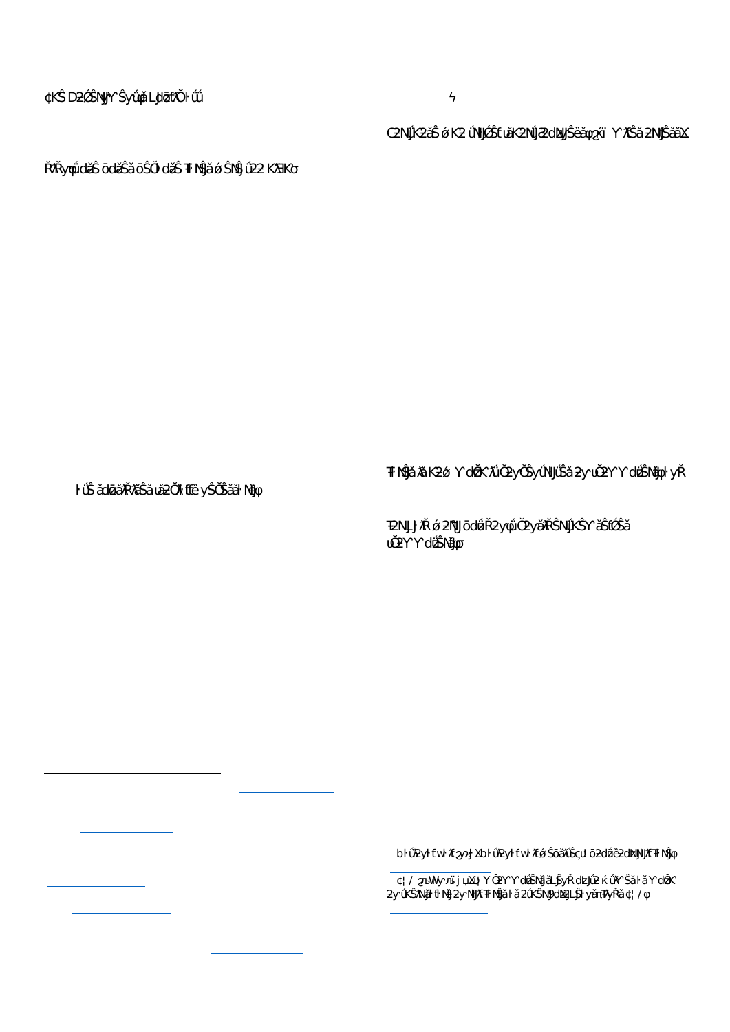have a bigger impact on women than on men as women are more likely than men to live in povefty

The Government's public attitudes survey published in 2013 showed that 38% of adults would use buses more often if fares were cheaper. In this same survey 14% of women and 12% of men said they didn't use buses because fares were too high. Bus fares increased by  $3.3\%$  in England beatw September 2016 and September 2017: there was a 1% increase in London, compared to 4.1% increase in metropolitan areas and a 5.3% increase in non metropolitan areas<sup>24</sup>

However, an expensive, irregular bus service hinders more than just access to paid empment. It can also lead to isolation, loneliness and poverty, denying people access to education, health and other vital services and opportunities for socialising.

## Trains/Railways

Although the rail industry in Great Britain was privatised in 1993, the K Government still invests around £15bn in the railways. This equates to about £249 per person per year in England, (compared to £8 per person per year for buse<sup>3</sup>)As with bus services, the state subsidises 'socially necessary' (and often unprofitable) services that might not otherwise be provided by private companies. Across Great Britain, rail travel has more than doubled in the past 20 years<sup>86</sup> but rail travel in England remains far less popular overall as a mode of transport than the car, walking or travelling by bus: in 2016, rail accounted for 2% of trips made, 8% of distance travelled and 7% of time spent travelling?

And whilst trains attract more funding, resource (and media interest) than buses do, on the whole this is reserved for large intercity projects (e.g. HS2) that move wealthy people (mainly men) from one part of the country to another.

-

Rail fares and fordability

One of the key issues with railways is affordability and availability- many areas outside of major towns and cities do not have access to a reliable railway system. For those who travel 'short journeys' (50 miles or less) by train, train frequeng and fare costs are the two areas that they feel most need improvement: 30% report frequency and 42% report the cost of the fares.<sup>28</sup>

In addition, rail travel remains the preserve of the wealthiest people. Those in households of the highest income quintile are four times more likely to use the railways as those in the lowest income households. Indeed, average trip numbers are almost double between those in the highest income quintile and those in the second highest $30$ 

In 2018, rail fares in the UK increased average by  $3.4\%$ <sup>1</sup> which was the largest increase in five years. According to the TUC, this fare increase means that a season ticket costs a British worker five times more than those working on the continent of Europe. However, one of the stark aspects the debate on fares is how much it concentrates on 'commuters' and the expense they face, rather than people who may need to use rail for different purposes, or who use it for paid work but don't consider themselves 'commuters'.

## The cost of train travefor part-time workers

People working part time, the vast majority of whom are women, face huge financial penalties in the rail fare system: most can either pay the highest peak time fares on the days they travel or pay for a full season ticket and pap f journeys they never take. In recent years, the Government has sought to address this anomaly publishing a report exploring this issue in some detai<sup>33</sup> and inviting companies tendering to run services to consider ways they can provide flexible

30 Department for Transport (201 Rail Factsheet: November 2017[\(http://bit.ly/2AiMUHz\)](http://bit.ly/2AiMUHz) p 3

<sup>&</sup>lt;sup>22</sup> WBG (2018) The Female Face of Pove [\(http://bit.ly/2CRIx8N\)](http://bit.ly/2CRIx8N)  $23$  Department for Transport (201 $\overline{\mathcal{B}}$ ublic attitudes towards buses: March 2018 Table ATT0109 Statements by user/nomer status) (http://bit.ly/2CTzJ2g

<sup>&</sup>lt;sup>24</sup> Department for Transport (2017) quarterly bus statistics: July to September 2017http://bit.ly/2Aj07QA)

<sup>&</sup>lt;sup>25</sup> House of Commons Library (2018) ansport Spending by Region (http:// [bit.ly/2R2Dbea\)](http://bit.ly/2R2Dbea)

<sup>&</sup>lt;sup>26</sup> Department for Transport (201 Rail Factsheet: November 2017[\(http://bit.ly/2AiMUHz\)](http://bit.ly/2AiMUHz) p 2

<sup>27</sup> Ibid. p1

<sup>&</sup>lt;sup>28</sup> Department for Transport (201<sup>3</sup>) Ublic attitudes towards buses: March 2010 Table ATT0412http://bit.ly/2CTzJ2g

 $29$  Department for Transport (2013) ravel by vehicle availability, income, ethnic group, household type, mobility status and NS (Table NTS070[5](http://bit.ly/2Ow3GM6)http://bit.ly/2Ow3GM6)

<sup>31</sup>National Rail (n/a) National Rail website: 'About your rail fare' [\(http://bit.ly/2PM6VvD\)](http://bit.ly/2PM6VvD)

<sup>32</sup> TUC (2 Jan 2018) 'UK commuters spend up to 5 times as much on their salary on rail fares as other Europeans, finds TUC' [\(http://bit.ly/2QVq4Lq\)](http://bit.ly/2QVq4Lq)

<sup>33</sup> IFFResearch for Department for Transport (2013) Repthine scope of flexible working in futu(bttp://bit.ly/2J73yNa)